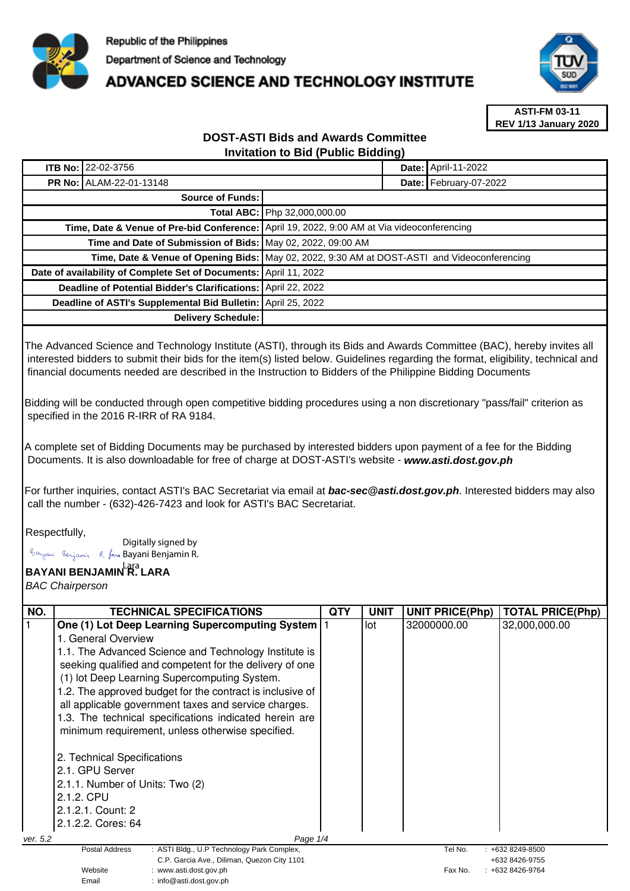Republic of the Philippines

Department of Science and Technology

# ADVANCED SCIENCE AND TECHNOLOGY INSTITUTE

**ASTI-FM 03-11**
**REV 1/13 January 2020**

## DOST-ASTI Bids and Awards Committee
## Invitation to Bid (Public Bidding)

| | | | |
|---|---|---|---|
| **ITB No:** | 22-02-3756 | **Date:** | April-11-2022 |
| **PR No:** | ALAM-22-01-13148 | **Date:** | February-07-2022 |

| | |
|---|---|
| **Source of Funds:** | |
| **Total ABC:** | Php 32,000,000.00 |
| **Time, Date & Venue of Pre-bid Conference:** | April 19, 2022, 9:00 AM at Via videoconferencing |
| **Time and Date of Submission of Bids:** | May 02, 2022, 09:00 AM |
| **Time, Date & Venue of Opening Bids:** | May 02, 2022, 9:30 AM at DOST-ASTI and Videoconferencing |
| **Date of availability of Complete Set of Documents:** | April 11, 2022 |
| **Deadline of Potential Bidder's Clarifications:** | April 22, 2022 |
| **Deadline of ASTI's Supplemental Bid Bulletin:** | April 25, 2022 |
| **Delivery Schedule:** | |

The Advanced Science and Technology Institute (ASTI), through its Bids and Awards Committee (BAC), hereby invites all interested bidders to submit their bids for the item(s) listed below. Guidelines regarding the format, eligibility, technical and financial documents needed are described in the Instruction to Bidders of the Philippine Bidding Documents

Bidding will be conducted through open competitive bidding procedures using a non discretionary "pass/fail" criterion as specified in the 2016 R-IRR of RA 9184.

A complete set of Bidding Documents may be purchased by interested bidders upon payment of a fee for the Bidding Documents. It is also downloadable for free of charge at DOST-ASTI's website - ***www.asti.dost.gov.ph***

For further inquiries, contact ASTI's BAC Secretariat via email at ***bac-sec@asti.dost.gov.ph***. Interested bidders may also call the number - (632)-426-7423 and look for ASTI's BAC Secretariat.

Respectfully,

Digitally signed by Bayani Benjamin R. Lara

**BAYANI BENJAMIN R. LARA**
*BAC Chairperson*

| NO. | TECHNICAL SPECIFICATIONS | QTY | UNIT | UNIT PRICE(Php) | TOTAL PRICE(Php) |
|---|---|---|---|---|---|
| 1 | **One (1) Lot Deep Learning Supercomputing System**<br>1. General Overview<br>1.1. The Advanced Science and Technology Institute is seeking qualified and competent for the delivery of one (1) lot Deep Learning Supercomputing System.<br>1.2. The approved budget for the contract is inclusive of all applicable government taxes and service charges.<br>1.3. The technical specifications indicated herein are minimum requirement, unless otherwise specified.<br><br>2. Technical Specifications<br>2.1. GPU Server<br>2.1.1. Number of Units: Two (2)<br>2.1.2. CPU<br>2.1.2.1. Count: 2<br>2.1.2.2. Cores: 64 | 1 | lot | 32000000.00 | 32,000,000.00 |

ver. 5.2

| | | | |
|---|---|---|---|
| Postal Address | : ASTI Bldg., U.P Technology Park Complex, C.P. Garcia Ave., Diliman, Quezon City 1101 | Tel No. | : +632 8249-8500<br>+632 8426-9755 |
| Website | : www.asti.dost.gov.ph | Fax No. | : +632 8426-9764 |
| Email | : info@asti.dost.gov.ph | | |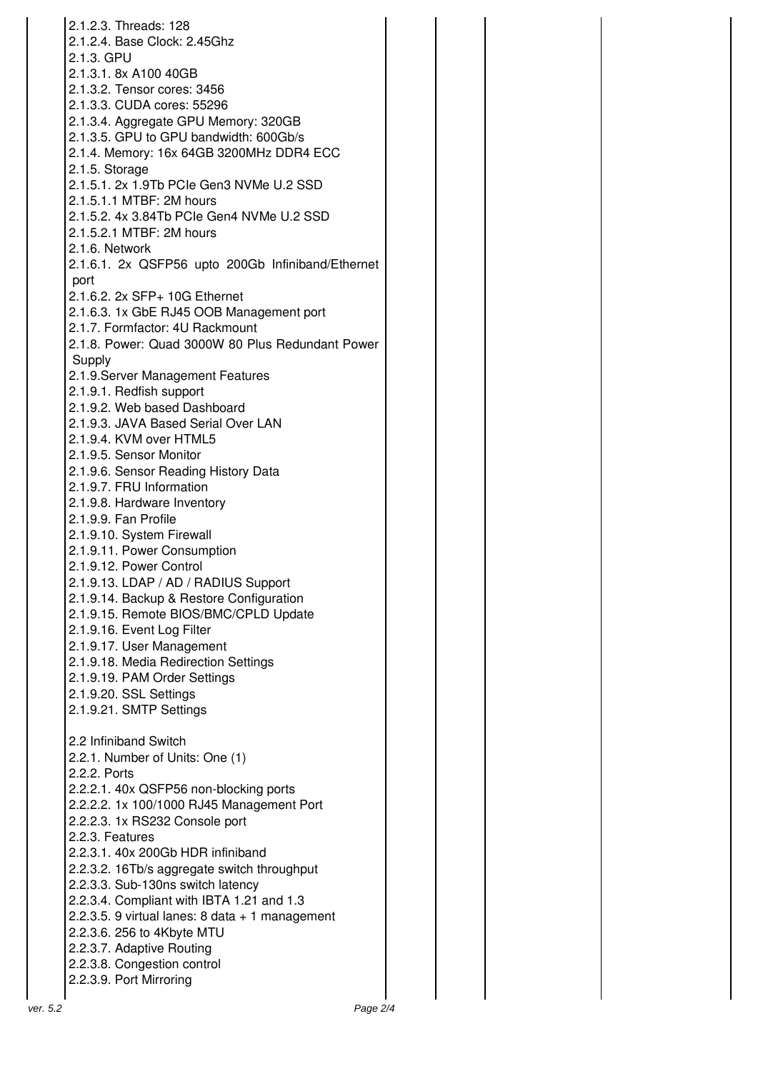| | | | | |
|---|---|---|---|---|
| 2.1.2.3. Threads: 128<br>2.1.2.4. Base Clock: 2.45Ghz<br>2.1.3. GPU<br>2.1.3.1. 8x A100 40GB<br>2.1.3.2. Tensor cores: 3456<br>2.1.3.3. CUDA cores: 55296<br>2.1.3.4. Aggregate GPU Memory: 320GB<br>2.1.3.5. GPU to GPU bandwidth: 600Gb/s<br>2.1.4. Memory: 16x 64GB 3200MHz DDR4 ECC<br>2.1.5. Storage<br>2.1.5.1. 2x 1.9Tb PCIe Gen3 NVMe U.2 SSD<br>2.1.5.1.1 MTBF: 2M hours<br>2.1.5.2. 4x 3.84Tb PCIe Gen4 NVMe U.2 SSD<br>2.1.5.2.1 MTBF: 2M hours<br>2.1.6. Network<br>2.1.6.1. 2x QSFP56 upto 200Gb Infiniband/Ethernet port<br>2.1.6.2. 2x SFP+ 10G Ethernet<br>2.1.6.3. 1x GbE RJ45 OOB Management port<br>2.1.7. Formfactor: 4U Rackmount<br>2.1.8. Power: Quad 3000W 80 Plus Redundant Power Supply<br>2.1.9.Server Management Features<br>2.1.9.1. Redfish support<br>2.1.9.2. Web based Dashboard<br>2.1.9.3. JAVA Based Serial Over LAN<br>2.1.9.4. KVM over HTML5<br>2.1.9.5. Sensor Monitor<br>2.1.9.6. Sensor Reading History Data<br>2.1.9.7. FRU Information<br>2.1.9.8. Hardware Inventory<br>2.1.9.9. Fan Profile<br>2.1.9.10. System Firewall<br>2.1.9.11. Power Consumption<br>2.1.9.12. Power Control<br>2.1.9.13. LDAP / AD / RADIUS Support<br>2.1.9.14. Backup & Restore Configuration<br>2.1.9.15. Remote BIOS/BMC/CPLD Update<br>2.1.9.16. Event Log Filter<br>2.1.9.17. User Management<br>2.1.9.18. Media Redirection Settings<br>2.1.9.19. PAM Order Settings<br>2.1.9.20. SSL Settings<br>2.1.9.21. SMTP Settings<br><br>2.2 Infiniband Switch<br>2.2.1. Number of Units: One (1)<br>2.2.2. Ports<br>2.2.2.1. 40x QSFP56 non-blocking ports<br>2.2.2.2. 1x 100/1000 RJ45 Management Port<br>2.2.2.3. 1x RS232 Console port<br>2.2.3. Features<br>2.2.3.1. 40x 200Gb HDR infiniband<br>2.2.3.2. 16Tb/s aggregate switch throughput<br>2.2.3.3. Sub-130ns switch latency<br>2.2.3.4. Compliant with IBTA 1.21 and 1.3<br>2.2.3.5. 9 virtual lanes: 8 data + 1 management<br>2.2.3.6. 256 to 4Kbyte MTU<br>2.2.3.7. Adaptive Routing<br>2.2.3.8. Congestion control<br>2.2.3.9. Port Mirroring | | | | |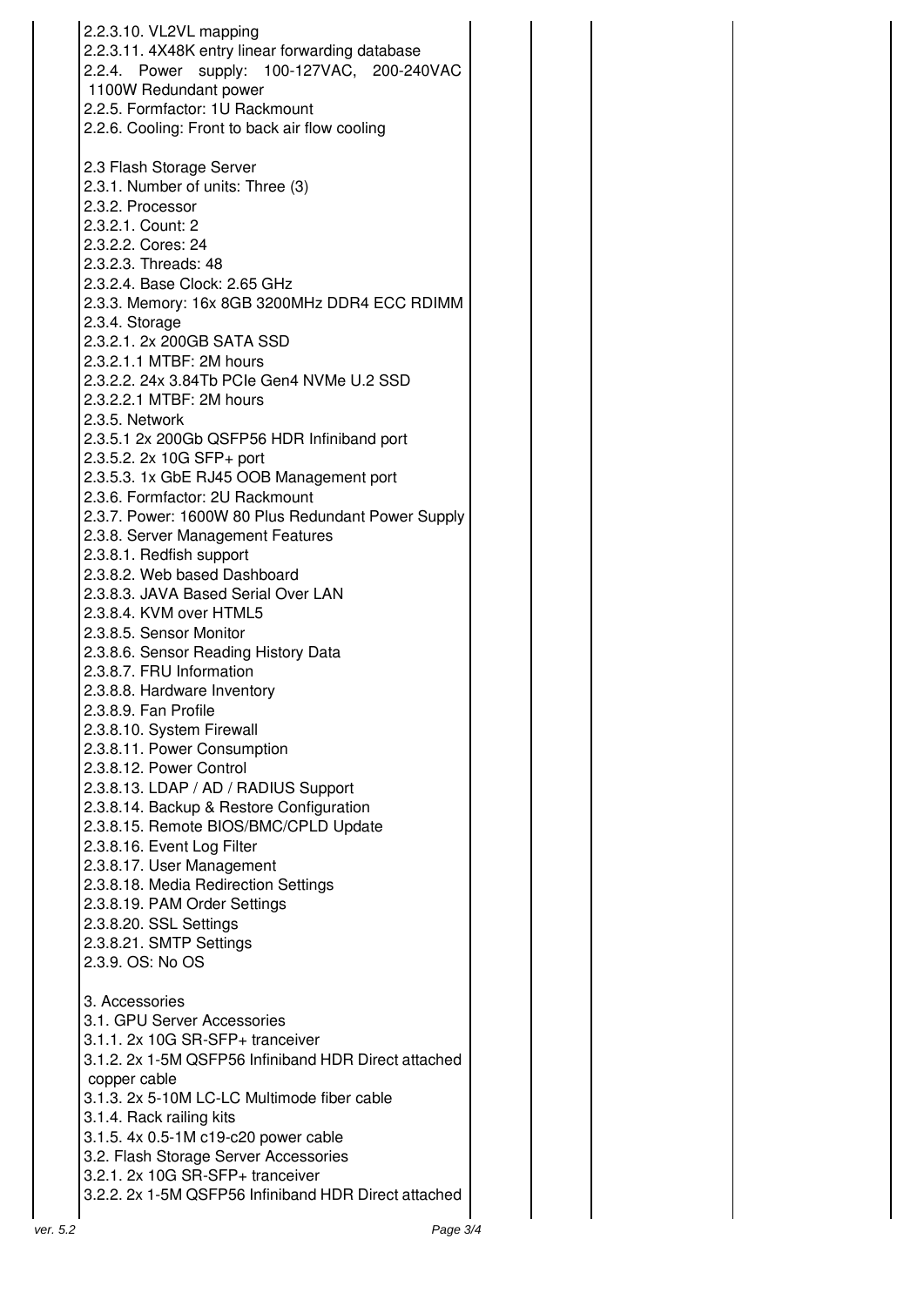| | | | | |
|---|---|---|---|---|
| 2.2.3.10. VL2VL mapping<br>2.2.3.11. 4X48K entry linear forwarding database<br>2.2.4. Power supply: 100-127VAC, 200-240VAC 1100W Redundant power<br>2.2.5. Formfactor: 1U Rackmount<br>2.2.6. Cooling: Front to back air flow cooling<br><br>2.3 Flash Storage Server<br>2.3.1. Number of units: Three (3)<br>2.3.2. Processor<br>2.3.2.1. Count: 2<br>2.3.2.2. Cores: 24<br>2.3.2.3. Threads: 48<br>2.3.2.4. Base Clock: 2.65 GHz<br>2.3.3. Memory: 16x 8GB 3200MHz DDR4 ECC RDIMM<br>2.3.4. Storage<br>2.3.2.1. 2x 200GB SATA SSD<br>2.3.2.1.1 MTBF: 2M hours<br>2.3.2.2. 24x 3.84Tb PCIe Gen4 NVMe U.2 SSD<br>2.3.2.2.1 MTBF: 2M hours<br>2.3.5. Network<br>2.3.5.1 2x 200Gb QSFP56 HDR Infiniband port<br>2.3.5.2. 2x 10G SFP+ port<br>2.3.5.3. 1x GbE RJ45 OOB Management port<br>2.3.6. Formfactor: 2U Rackmount<br>2.3.7. Power: 1600W 80 Plus Redundant Power Supply<br>2.3.8. Server Management Features<br>2.3.8.1. Redfish support<br>2.3.8.2. Web based Dashboard<br>2.3.8.3. JAVA Based Serial Over LAN<br>2.3.8.4. KVM over HTML5<br>2.3.8.5. Sensor Monitor<br>2.3.8.6. Sensor Reading History Data<br>2.3.8.7. FRU Information<br>2.3.8.8. Hardware Inventory<br>2.3.8.9. Fan Profile<br>2.3.8.10. System Firewall<br>2.3.8.11. Power Consumption<br>2.3.8.12. Power Control<br>2.3.8.13. LDAP / AD / RADIUS Support<br>2.3.8.14. Backup & Restore Configuration<br>2.3.8.15. Remote BIOS/BMC/CPLD Update<br>2.3.8.16. Event Log Filter<br>2.3.8.17. User Management<br>2.3.8.18. Media Redirection Settings<br>2.3.8.19. PAM Order Settings<br>2.3.8.20. SSL Settings<br>2.3.8.21. SMTP Settings<br>2.3.9. OS: No OS<br><br>3. Accessories<br>3.1. GPU Server Accessories<br>3.1.1. 2x 10G SR-SFP+ tranceiver<br>3.1.2. 2x 1-5M QSFP56 Infiniband HDR Direct attached copper cable<br>3.1.3. 2x 5-10M LC-LC Multimode fiber cable<br>3.1.4. Rack railing kits<br>3.1.5. 4x 0.5-1M c19-c20 power cable<br>3.2. Flash Storage Server Accessories<br>3.2.1. 2x 10G SR-SFP+ tranceiver<br>3.2.2. 2x 1-5M QSFP56 Infiniband HDR Direct attached | | | | |

ver. 5.2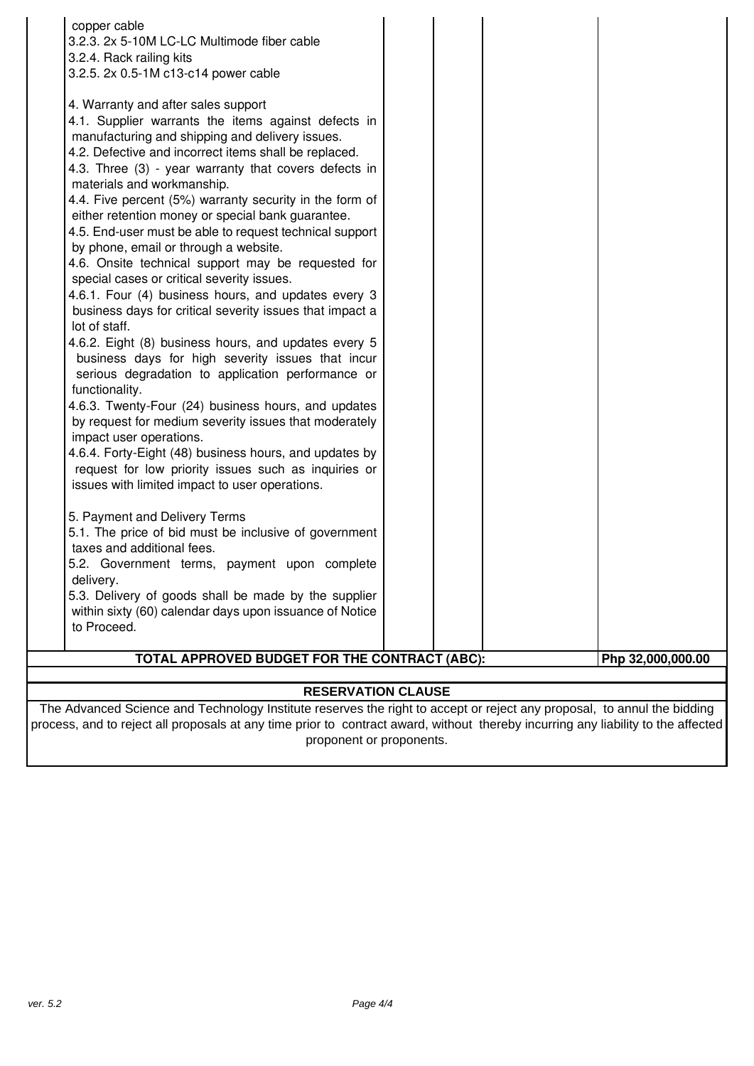| | | | | |
|---|---|---|---|---|
| copper cable<br>3.2.3. 2x 5-10M LC-LC Multimode fiber cable<br>3.2.4. Rack railing kits<br>3.2.5. 2x 0.5-1M c13-c14 power cable<br><br>4. Warranty and after sales support<br>4.1. Supplier warrants the items against defects in manufacturing and shipping and delivery issues.<br>4.2. Defective and incorrect items shall be replaced.<br>4.3. Three (3) - year warranty that covers defects in materials and workmanship.<br>4.4. Five percent (5%) warranty security in the form of either retention money or special bank guarantee.<br>4.5. End-user must be able to request technical support by phone, email or through a website.<br>4.6. Onsite technical support may be requested for special cases or critical severity issues.<br>4.6.1. Four (4) business hours, and updates every 3 business days for critical severity issues that impact a lot of staff.<br>4.6.2. Eight (8) business hours, and updates every 5 business days for high severity issues that incur serious degradation to application performance or functionality.<br>4.6.3. Twenty-Four (24) business hours, and updates by request for medium severity issues that moderately impact user operations.<br>4.6.4. Forty-Eight (48) business hours, and updates by request for low priority issues such as inquiries or issues with limited impact to user operations.<br><br>5. Payment and Delivery Terms<br>5.1. The price of bid must be inclusive of government taxes and additional fees.<br>5.2. Government terms, payment upon complete delivery.<br>5.3. Delivery of goods shall be made by the supplier within sixty (60) calendar days upon issuance of Notice to Proceed. | | | | |
| **TOTAL APPROVED BUDGET FOR THE CONTRACT (ABC):** | | | | **Php 32,000,000.00** |

**RESERVATION CLAUSE**

The Advanced Science and Technology Institute reserves the right to accept or reject any proposal, to annul the bidding process, and to reject all proposals at any time prior to contract award, without thereby incurring any liability to the affected proponent or proponents.

ver. 5.2